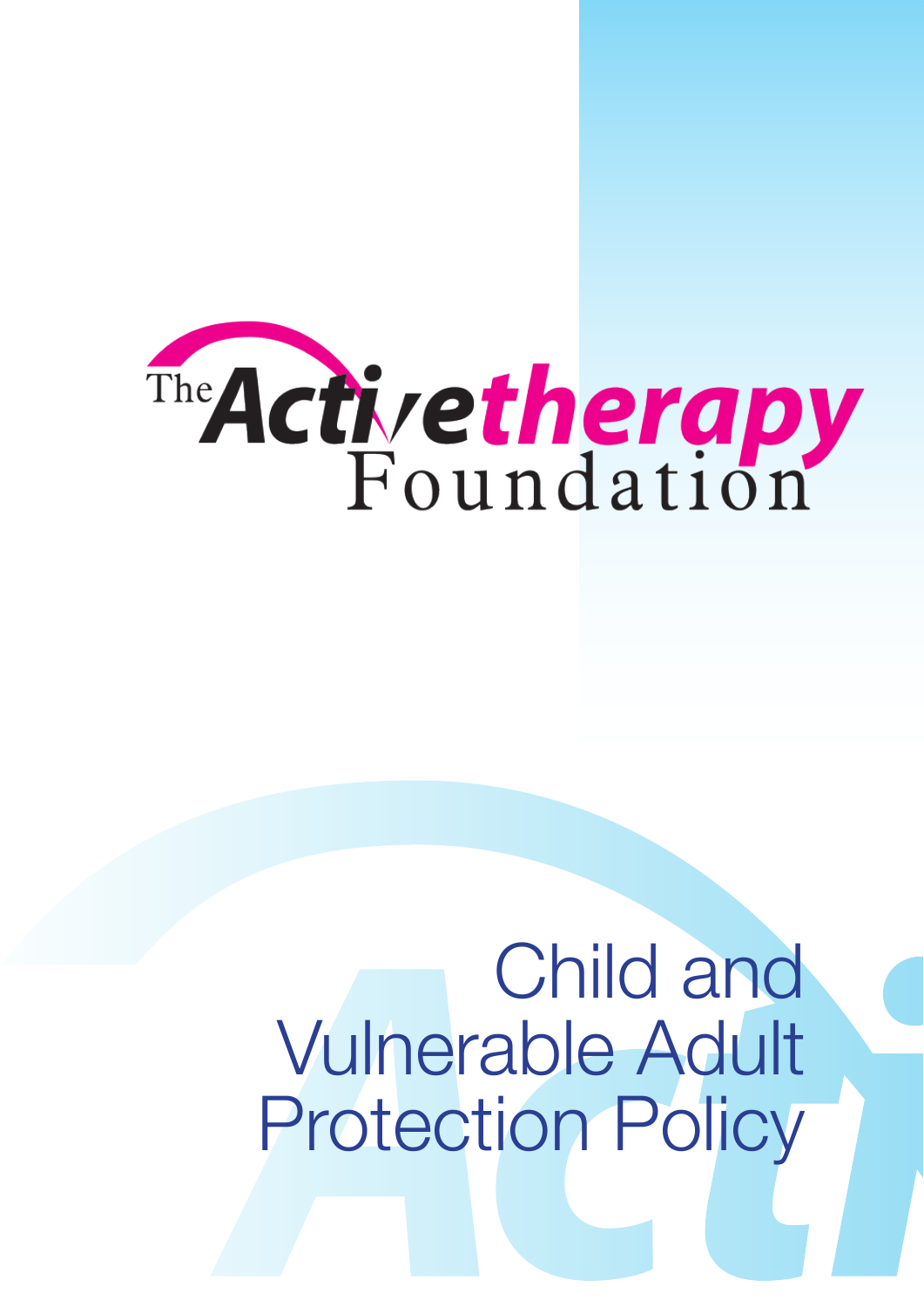The Activetherapy Foundation

# Child and Vulnerable Adult Protection Policy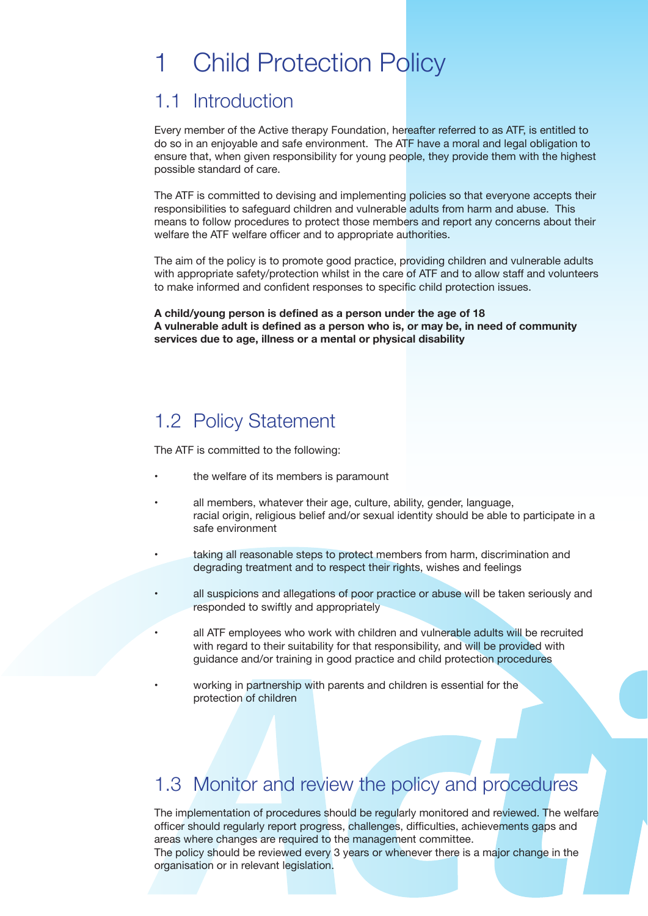# 1 Child Protection Policy

## 1.1 Introduction

Every member of the Active therapy Foundation, hereafter referred to as ATF, is entitled to do so in an enjoyable and safe environment. The ATF have a moral and legal obligation to ensure that, when given responsibility for young people, they provide them with the highest possible standard of care.

The ATF is committed to devising and implementing policies so that everyone accepts their responsibilities to safeguard children and vulnerable adults from harm and abuse. This means to follow procedures to protect those members and report any concerns about their welfare the ATF welfare officer and to appropriate authorities.

The aim of the policy is to promote good practice, providing children and vulnerable adults with appropriate safety/protection whilst in the care of ATF and to allow staff and volunteers to make informed and confident responses to specific child protection issues.

**A child/young person is defined as a person under the age of 18**
**A vulnerable adult is defined as a person who is, or may be, in need of community services due to age, illness or a mental or physical disability**

## 1.2 Policy Statement

The ATF is committed to the following:

- the welfare of its members is paramount
- all members, whatever their age, culture, ability, gender, language, racial origin, religious belief and/or sexual identity should be able to participate in a safe environment
- taking all reasonable steps to protect members from harm, discrimination and degrading treatment and to respect their rights, wishes and feelings
- all suspicions and allegations of poor practice or abuse will be taken seriously and responded to swiftly and appropriately
- all ATF employees who work with children and vulnerable adults will be recruited with regard to their suitability for that responsibility, and will be provided with guidance and/or training in good practice and child protection procedures
- working in partnership with parents and children is essential for the protection of children

## 1.3 Monitor and review the policy and procedures

The implementation of procedures should be regularly monitored and reviewed. The welfare officer should regularly report progress, challenges, difficulties, achievements gaps and areas where changes are required to the management committee.
The policy should be reviewed every 3 years or whenever there is a major change in the organisation or in relevant legislation.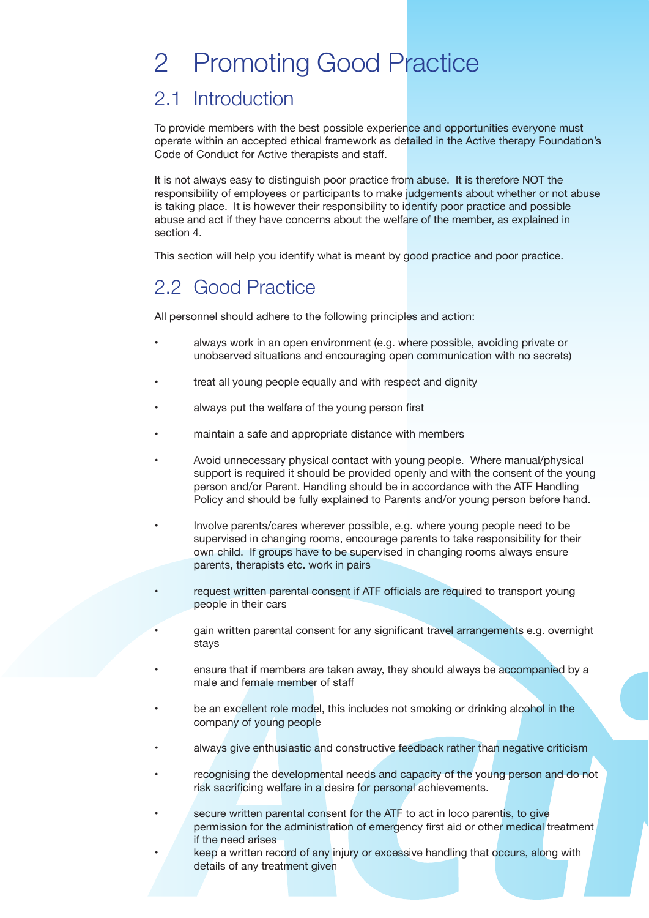# 2 Promoting Good Practice

## 2.1 Introduction

To provide members with the best possible experience and opportunities everyone must operate within an accepted ethical framework as detailed in the Active therapy Foundation's Code of Conduct for Active therapists and staff.

It is not always easy to distinguish poor practice from abuse. It is therefore NOT the responsibility of employees or participants to make judgements about whether or not abuse is taking place. It is however their responsibility to identify poor practice and possible abuse and act if they have concerns about the welfare of the member, as explained in section 4.

This section will help you identify what is meant by good practice and poor practice.

## 2.2 Good Practice

All personnel should adhere to the following principles and action:

- always work in an open environment (e.g. where possible, avoiding private or unobserved situations and encouraging open communication with no secrets)
- treat all young people equally and with respect and dignity
- always put the welfare of the young person first
- maintain a safe and appropriate distance with members
- Avoid unnecessary physical contact with young people. Where manual/physical support is required it should be provided openly and with the consent of the young person and/or Parent. Handling should be in accordance with the ATF Handling Policy and should be fully explained to Parents and/or young person before hand.
- Involve parents/cares wherever possible, e.g. where young people need to be supervised in changing rooms, encourage parents to take responsibility for their own child. If groups have to be supervised in changing rooms always ensure parents, therapists etc. work in pairs
- request written parental consent if ATF officials are required to transport young people in their cars
- gain written parental consent for any significant travel arrangements e.g. overnight stays
- ensure that if members are taken away, they should always be accompanied by a male and female member of staff
- be an excellent role model, this includes not smoking or drinking alcohol in the company of young people
- always give enthusiastic and constructive feedback rather than negative criticism
- recognising the developmental needs and capacity of the young person and do not risk sacrificing welfare in a desire for personal achievements.
- secure written parental consent for the ATF to act in loco parentis, to give permission for the administration of emergency first aid or other medical treatment if the need arises
- keep a written record of any injury or excessive handling that occurs, along with details of any treatment given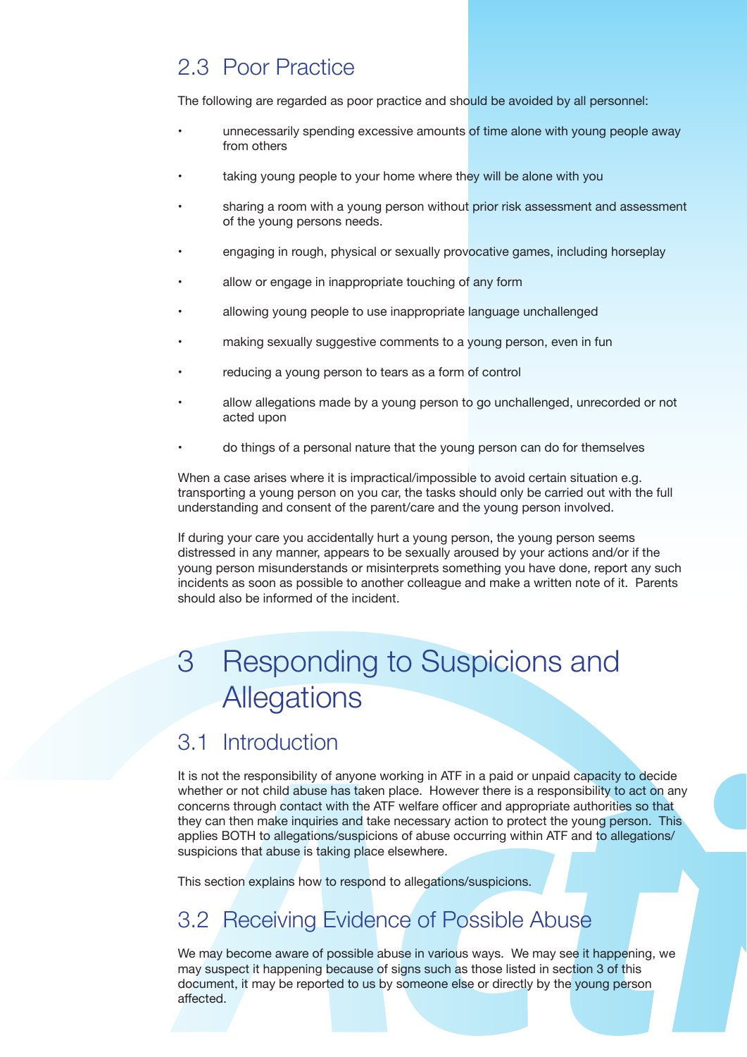## 2.3 Poor Practice

The following are regarded as poor practice and should be avoided by all personnel:

- unnecessarily spending excessive amounts of time alone with young people away from others
- taking young people to your home where they will be alone with you
- sharing a room with a young person without prior risk assessment and assessment of the young persons needs.
- engaging in rough, physical or sexually provocative games, including horseplay
- allow or engage in inappropriate touching of any form
- allowing young people to use inappropriate language unchallenged
- making sexually suggestive comments to a young person, even in fun
- reducing a young person to tears as a form of control
- allow allegations made by a young person to go unchallenged, unrecorded or not acted upon
- do things of a personal nature that the young person can do for themselves

When a case arises where it is impractical/impossible to avoid certain situation e.g. transporting a young person on you car, the tasks should only be carried out with the full understanding and consent of the parent/care and the young person involved.

If during your care you accidentally hurt a young person, the young person seems distressed in any manner, appears to be sexually aroused by your actions and/or if the young person misunderstands or misinterprets something you have done, report any such incidents as soon as possible to another colleague and make a written note of it. Parents should also be informed of the incident.

# 3 Responding to Suspicions and Allegations

## 3.1 Introduction

It is not the responsibility of anyone working in ATF in a paid or unpaid capacity to decide whether or not child abuse has taken place. However there is a responsibility to act on any concerns through contact with the ATF welfare officer and appropriate authorities so that they can then make inquiries and take necessary action to protect the young person. This applies BOTH to allegations/suspicions of abuse occurring within ATF and to allegations/suspicions that abuse is taking place elsewhere.

This section explains how to respond to allegations/suspicions.

## 3.2 Receiving Evidence of Possible Abuse

We may become aware of possible abuse in various ways. We may see it happening, we may suspect it happening because of signs such as those listed in section 3 of this document, it may be reported to us by someone else or directly by the young person affected.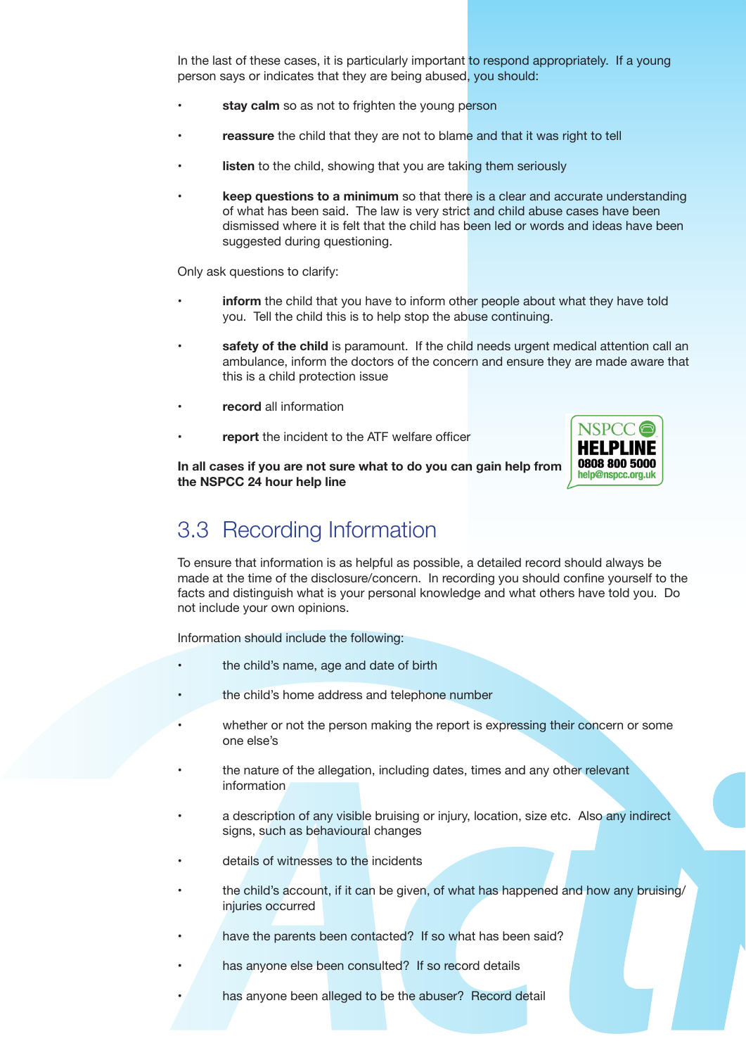In the last of these cases, it is particularly important to respond appropriately. If a young person says or indicates that they are being abused, you should:

- **stay calm** so as not to frighten the young person
- **reassure** the child that they are not to blame and that it was right to tell
- **listen** to the child, showing that you are taking them seriously
- **keep questions to a minimum** so that there is a clear and accurate understanding of what has been said. The law is very strict and child abuse cases have been dismissed where it is felt that the child has been led or words and ideas have been suggested during questioning.

Only ask questions to clarify:

- **inform** the child that you have to inform other people about what they have told you. Tell the child this is to help stop the abuse continuing.
- **safety of the child** is paramount. If the child needs urgent medical attention call an ambulance, inform the doctors of the concern and ensure they are made aware that this is a child protection issue
- **record** all information
- **report** the incident to the ATF welfare officer

**In all cases if you are not sure what to do you can gain help from the NSPCC 24 hour help line**

NSPCC HELPLINE
0808 800 5000
help@nspcc.org.uk

## 3.3 Recording Information

To ensure that information is as helpful as possible, a detailed record should always be made at the time of the disclosure/concern. In recording you should confine yourself to the facts and distinguish what is your personal knowledge and what others have told you. Do not include your own opinions.

Information should include the following:

- the child's name, age and date of birth
- the child's home address and telephone number
- whether or not the person making the report is expressing their concern or some one else's
- the nature of the allegation, including dates, times and any other relevant information
- a description of any visible bruising or injury, location, size etc. Also any indirect signs, such as behavioural changes
- details of witnesses to the incidents
- the child's account, if it can be given, of what has happened and how any bruising/ injuries occurred
- have the parents been contacted? If so what has been said?
- has anyone else been consulted? If so record details
- has anyone been alleged to be the abuser? Record detail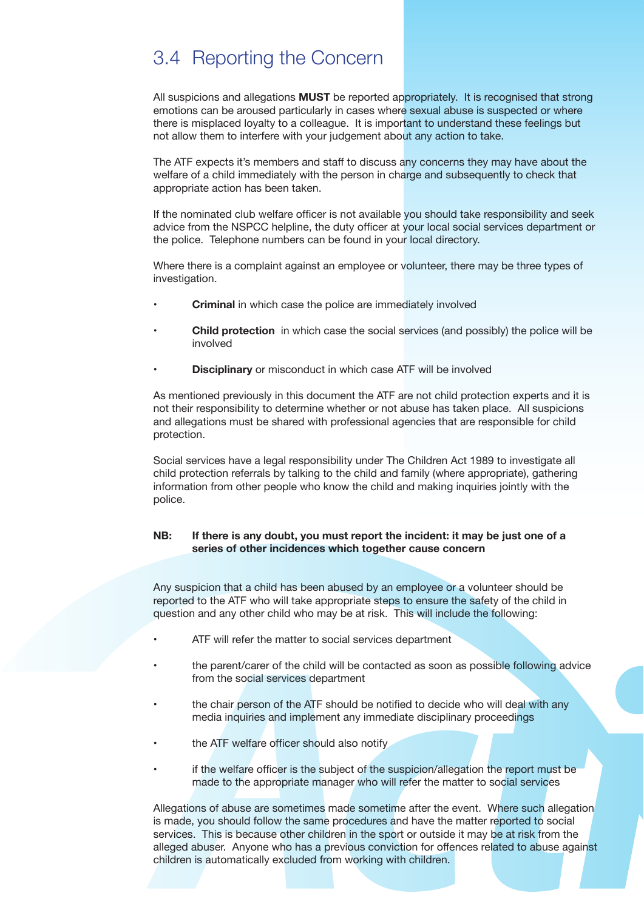## 3.4 Reporting the Concern

All suspicions and allegations **MUST** be reported appropriately. It is recognised that strong emotions can be aroused particularly in cases where sexual abuse is suspected or where there is misplaced loyalty to a colleague. It is important to understand these feelings but not allow them to interfere with your judgement about any action to take.

The ATF expects it's members and staff to discuss any concerns they may have about the welfare of a child immediately with the person in charge and subsequently to check that appropriate action has been taken.

If the nominated club welfare officer is not available you should take responsibility and seek advice from the NSPCC helpline, the duty officer at your local social services department or the police. Telephone numbers can be found in your local directory.

Where there is a complaint against an employee or volunteer, there may be three types of investigation.

- **Criminal** in which case the police are immediately involved
- **Child protection** in which case the social services (and possibly) the police will be involved
- **Disciplinary** or misconduct in which case ATF will be involved

As mentioned previously in this document the ATF are not child protection experts and it is not their responsibility to determine whether or not abuse has taken place. All suspicions and allegations must be shared with professional agencies that are responsible for child protection.

Social services have a legal responsibility under The Children Act 1989 to investigate all child protection referrals by talking to the child and family (where appropriate), gathering information from other people who know the child and making inquiries jointly with the police.

**NB: If there is any doubt, you must report the incident: it may be just one of a series of other incidences which together cause concern**

Any suspicion that a child has been abused by an employee or a volunteer should be reported to the ATF who will take appropriate steps to ensure the safety of the child in question and any other child who may be at risk. This will include the following:

- ATF will refer the matter to social services department
- the parent/carer of the child will be contacted as soon as possible following advice from the social services department
- the chair person of the ATF should be notified to decide who will deal with any media inquiries and implement any immediate disciplinary proceedings
- the ATF welfare officer should also notify
- if the welfare officer is the subject of the suspicion/allegation the report must be made to the appropriate manager who will refer the matter to social services

Allegations of abuse are sometimes made sometime after the event. Where such allegation is made, you should follow the same procedures and have the matter reported to social services. This is because other children in the sport or outside it may be at risk from the alleged abuser. Anyone who has a previous conviction for offences related to abuse against children is automatically excluded from working with children.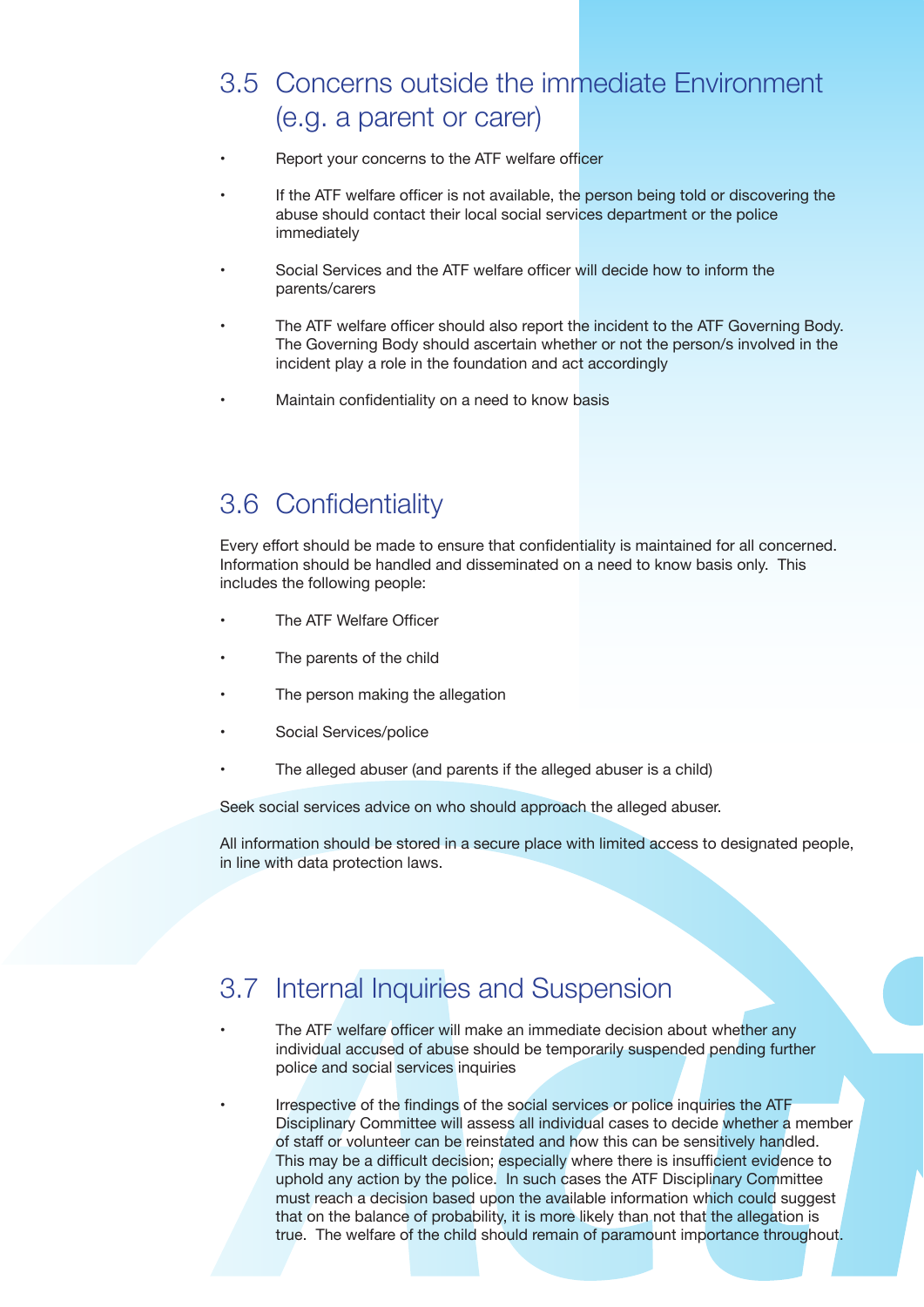## 3.5 Concerns outside the immediate Environment (e.g. a parent or carer)

- Report your concerns to the ATF welfare officer
- If the ATF welfare officer is not available, the person being told or discovering the abuse should contact their local social services department or the police immediately
- Social Services and the ATF welfare officer will decide how to inform the parents/carers
- The ATF welfare officer should also report the incident to the ATF Governing Body. The Governing Body should ascertain whether or not the person/s involved in the incident play a role in the foundation and act accordingly
- Maintain confidentiality on a need to know basis

## 3.6 Confidentiality

Every effort should be made to ensure that confidentiality is maintained for all concerned. Information should be handled and disseminated on a need to know basis only. This includes the following people:

- The ATF Welfare Officer
- The parents of the child
- The person making the allegation
- Social Services/police
- The alleged abuser (and parents if the alleged abuser is a child)

Seek social services advice on who should approach the alleged abuser.

All information should be stored in a secure place with limited access to designated people, in line with data protection laws.

## 3.7 Internal Inquiries and Suspension

- The ATF welfare officer will make an immediate decision about whether any individual accused of abuse should be temporarily suspended pending further police and social services inquiries
- Irrespective of the findings of the social services or police inquiries the ATF Disciplinary Committee will assess all individual cases to decide whether a member of staff or volunteer can be reinstated and how this can be sensitively handled. This may be a difficult decision; especially where there is insufficient evidence to uphold any action by the police. In such cases the ATF Disciplinary Committee must reach a decision based upon the available information which could suggest that on the balance of probability, it is more likely than not that the allegation is true. The welfare of the child should remain of paramount importance throughout.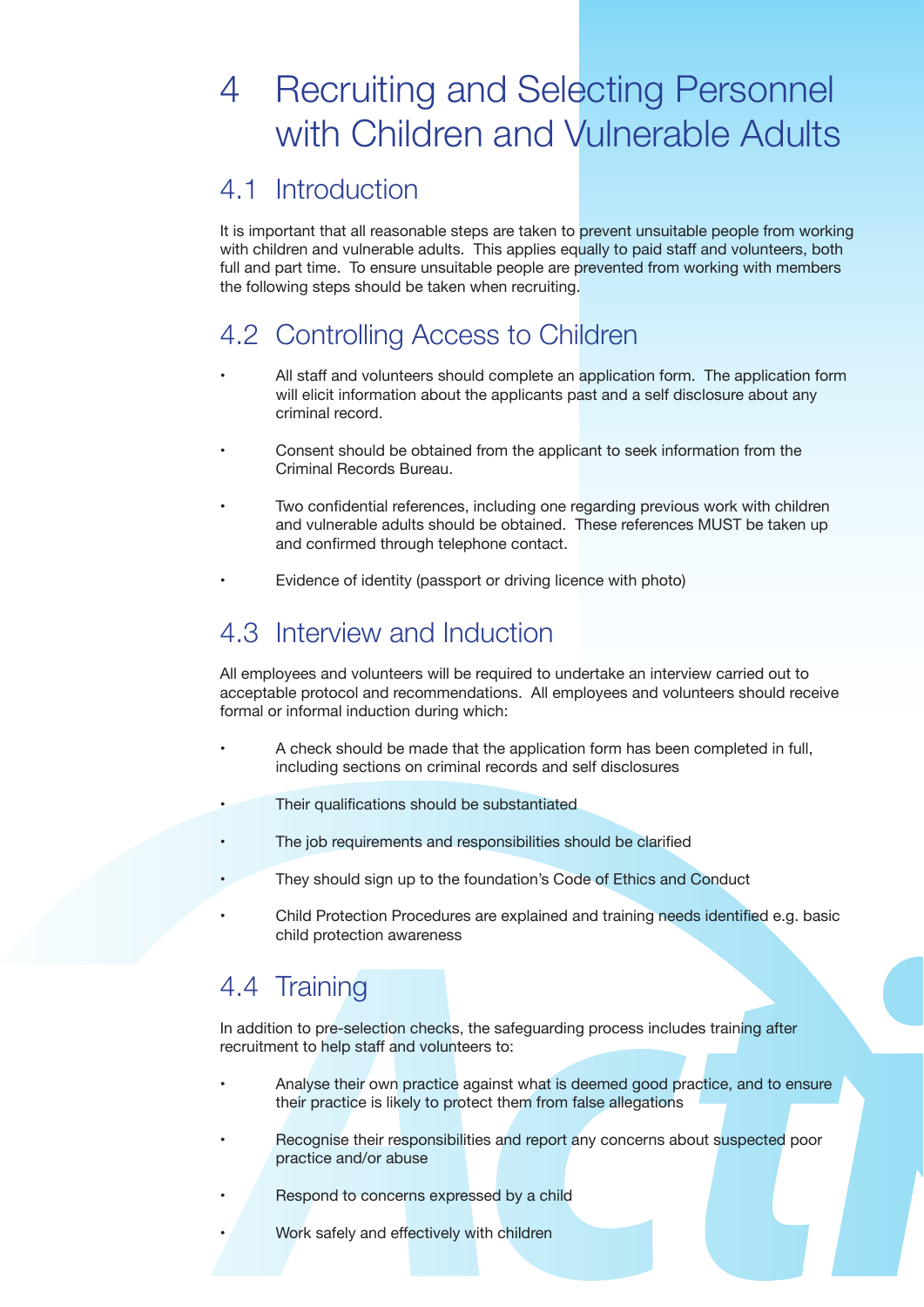# 4 Recruiting and Selecting Personnel with Children and Vulnerable Adults

## 4.1 Introduction

It is important that all reasonable steps are taken to prevent unsuitable people from working with children and vulnerable adults. This applies equally to paid staff and volunteers, both full and part time. To ensure unsuitable people are prevented from working with members the following steps should be taken when recruiting.

## 4.2 Controlling Access to Children

- All staff and volunteers should complete an application form. The application form will elicit information about the applicants past and a self disclosure about any criminal record.
- Consent should be obtained from the applicant to seek information from the Criminal Records Bureau.
- Two confidential references, including one regarding previous work with children and vulnerable adults should be obtained. These references MUST be taken up and confirmed through telephone contact.
- Evidence of identity (passport or driving licence with photo)

## 4.3 Interview and Induction

All employees and volunteers will be required to undertake an interview carried out to acceptable protocol and recommendations. All employees and volunteers should receive formal or informal induction during which:

- A check should be made that the application form has been completed in full, including sections on criminal records and self disclosures
- Their qualifications should be substantiated
- The job requirements and responsibilities should be clarified
- They should sign up to the foundation's Code of Ethics and Conduct
- Child Protection Procedures are explained and training needs identified e.g. basic child protection awareness

## 4.4 Training

In addition to pre-selection checks, the safeguarding process includes training after recruitment to help staff and volunteers to:

- Analyse their own practice against what is deemed good practice, and to ensure their practice is likely to protect them from false allegations
- Recognise their responsibilities and report any concerns about suspected poor practice and/or abuse
- Respond to concerns expressed by a child
- Work safely and effectively with children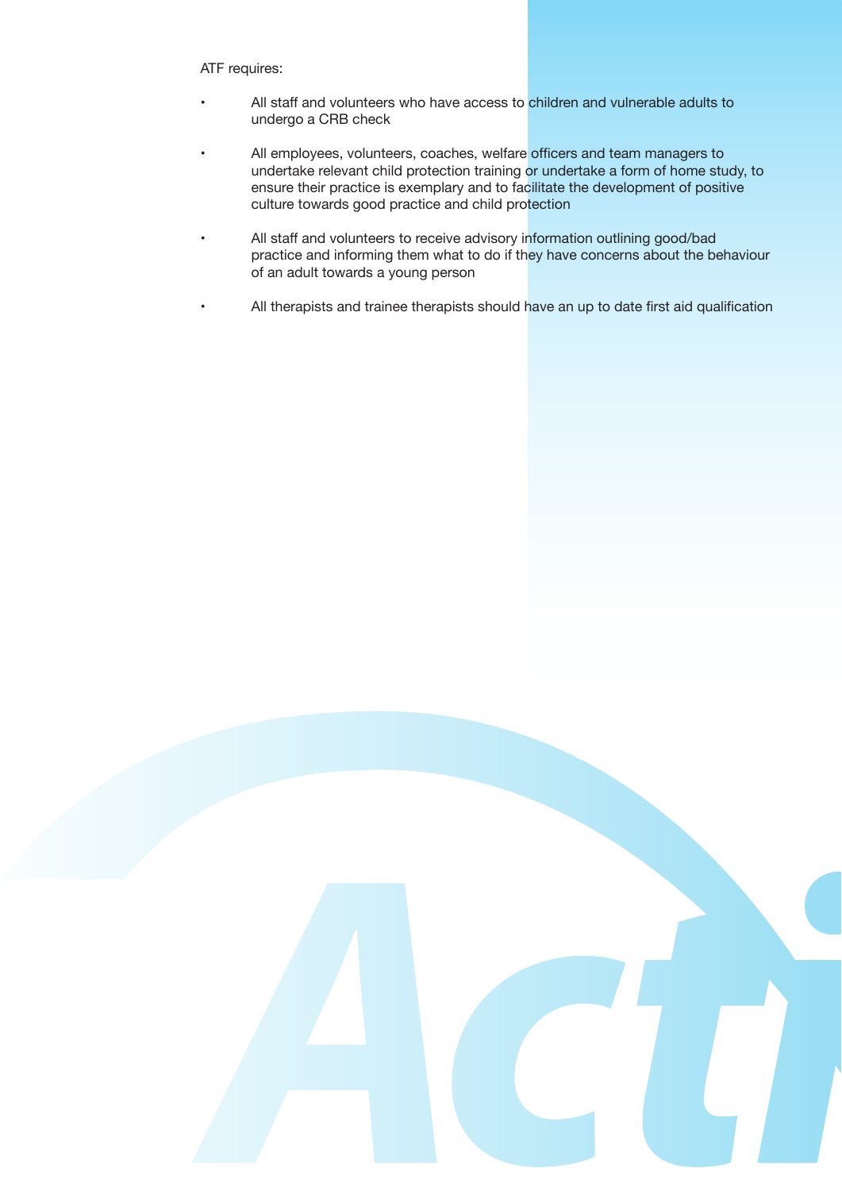ATF requires:

- All staff and volunteers who have access to children and vulnerable adults to undergo a CRB check

- All employees, volunteers, coaches, welfare officers and team managers to undertake relevant child protection training or undertake a form of home study, to ensure their practice is exemplary and to facilitate the development of positive culture towards good practice and child protection

- All staff and volunteers to receive advisory information outlining good/bad practice and informing them what to do if they have concerns about the behaviour of an adult towards a young person

- All therapists and trainee therapists should have an up to date first aid qualification